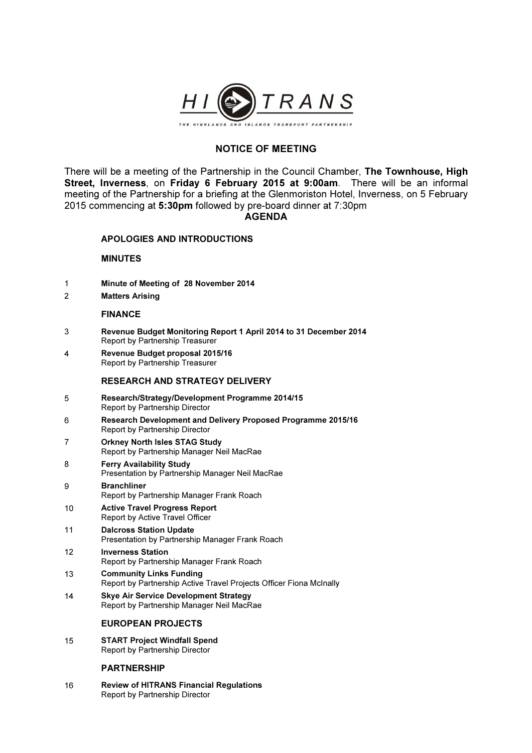HI TRANS

THE HIGHLANDS AND ISLANDS TRANSPORT PARTNERSHIP

# NOTICE OF MEETING

There will be a meeting of the Partnership in the Council Chamber, **The Townhouse, High Street, Inverness**, on **Friday 6 February 2015 at 9:00am**. There will be an informal meeting of the Partnership for a briefing at the Glenmoriston Hotel, Inverness, on 5 February 2015 commencing at **5:30pm** followed by pre-board dinner at 7:30pm

## AGENDA

### APOLOGIES AND INTRODUCTIONS

### MINUTES

1 **Minute of Meeting of 28 November 2014**

2 **Matters Arising**

### FINANCE

3 **Revenue Budget Monitoring Report 1 April 2014 to 31 December 2014**
Report by Partnership Treasurer

4 **Revenue Budget proposal 2015/16**
Report by Partnership Treasurer

### RESEARCH AND STRATEGY DELIVERY

5 **Research/Strategy/Development Programme 2014/15**
Report by Partnership Director

6 **Research Development and Delivery Proposed Programme 2015/16**
Report by Partnership Director

7 **Orkney North Isles STAG Study**
Report by Partnership Manager Neil MacRae

8 **Ferry Availability Study**
Presentation by Partnership Manager Neil MacRae

9 **Branchliner**
Report by Partnership Manager Frank Roach

10 **Active Travel Progress Report**
Report by Active Travel Officer

11 **Dalcross Station Update**
Presentation by Partnership Manager Frank Roach

12 **Inverness Station**
Report by Partnership Manager Frank Roach

13 **Community Links Funding**
Report by Partnership Active Travel Projects Officer Fiona McInally

14 **Skye Air Service Development Strategy**
Report by Partnership Manager Neil MacRae

### EUROPEAN PROJECTS

15 **START Project Windfall Spend**
Report by Partnership Director

### PARTNERSHIP

16 **Review of HITRANS Financial Regulations**
Report by Partnership Director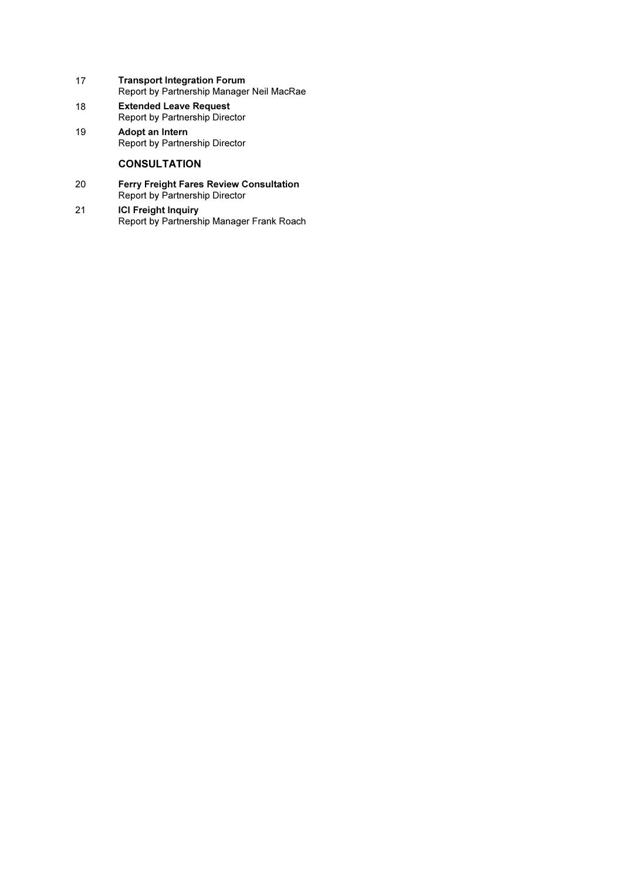17 **Transport Integration Forum**
Report by Partnership Manager Neil MacRae

18 **Extended Leave Request**
Report by Partnership Director

19 **Adopt an Intern**
Report by Partnership Director

## CONSULTATION

20 **Ferry Freight Fares Review Consultation**
Report by Partnership Director

21 **ICI Freight Inquiry**
Report by Partnership Manager Frank Roach